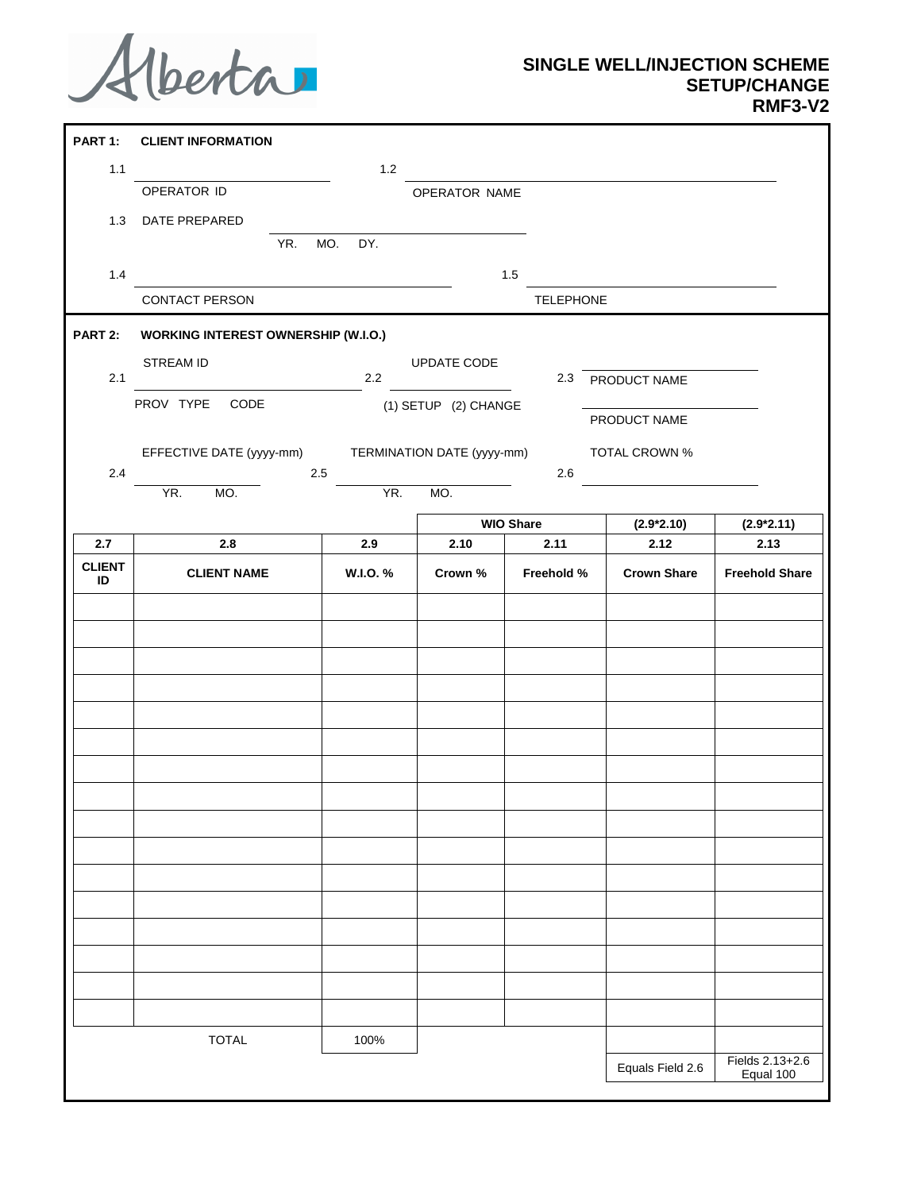Alberta

# SINGLE WELL/INJECTION SCHEME SETUP/CHANGE RMF3-V2

## PART 1: CLIENT INFORMATION

1.1 ______________________ OPERATOR ID

1.2 ______________________ OPERATOR NAME

1.3 DATE PREPARED ______________________ YR. MO. DY.

1.4 ______________________ CONTACT PERSON

1.5 ______________________ TELEPHONE

## PART 2: WORKING INTEREST OWNERSHIP (W.I.O.)

2.1 STREAM ID ______________________ PROV TYPE CODE

2.2 UPDATE CODE ______________________ (1) SETUP (2) CHANGE

2.3 ______________________ PRODUCT NAME

______________________ PRODUCT NAME

2.4 EFFECTIVE DATE (yyyy-mm) ______________________ YR. MO.

2.5 TERMINATION DATE (yyyy-mm) ______________________ YR. MO.

2.6 TOTAL CROWN % ______________________

| | | | WIO Share | | (2.9*2.10) | (2.9*2.11) |
|---|---|---|---|---|---|---|
| **2.7** | **2.8** | **2.9** | **2.10** | **2.11** | **2.12** | **2.13** |
| **CLIENT ID** | **CLIENT NAME** | **W.I.O. %** | **Crown %** | **Freehold %** | **Crown Share** | **Freehold Share** |
| | | | | | | |
| | | | | | | |
| | | | | | | |
| | | | | | | |
| | | | | | | |
| | | | | | | |
| | | | | | | |
| | | | | | | |
| | | | | | | |
| | | | | | | |
| | | | | | | |
| | | | | | | |
| | | | | | | |
| | | | | | | |
| | | | | | | |
| | | | | | | |
| | TOTAL | 100% | | | | |
| | | | | | Equals Field 2.6 | Fields 2.13+2.6 Equal 100 |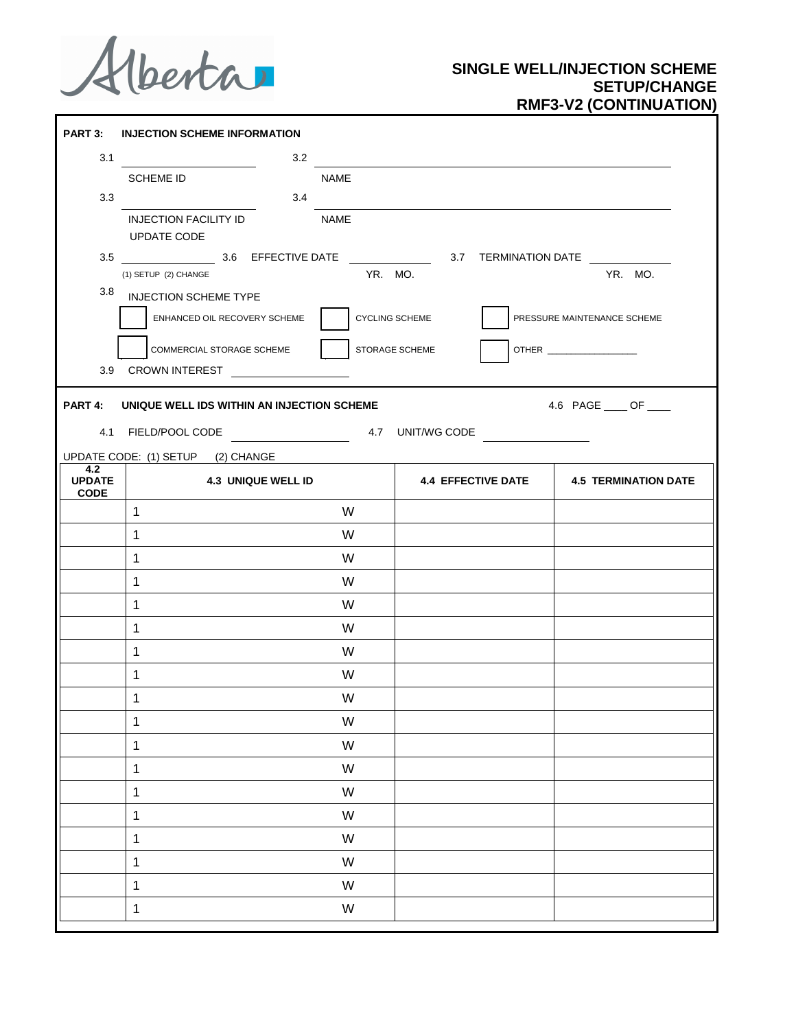Alberta

# SINGLE WELL/INJECTION SCHEME SETUP/CHANGE RMF3-V2 (CONTINUATION)

## PART 3: INJECTION SCHEME INFORMATION

3.1 ____________________ SCHEME ID  3.2 ____________________ NAME

3.3 ____________________ INJECTION FACILITY ID  3.4 ____________________ NAME

UPDATE CODE

3.5 ____________________ (1) SETUP (2) CHANGE  3.6 EFFECTIVE DATE __________ YR. MO.  3.7 TERMINATION DATE __________ YR. MO.

3.8 INJECTION SCHEME TYPE

- ☐ ENHANCED OIL RECOVERY SCHEME
- ☐ CYCLING SCHEME
- ☐ PRESSURE MAINTENANCE SCHEME
- ☐ COMMERCIAL STORAGE SCHEME
- ☐ STORAGE SCHEME
- ☐ OTHER ____________________

3.9 CROWN INTEREST ____________________

## PART 4: UNIQUE WELL IDS WITHIN AN INJECTION SCHEME

4.6 PAGE ____ OF ____

4.1 FIELD/POOL CODE ____________________  4.7 UNIT/WG CODE ____________________

UPDATE CODE: (1) SETUP (2) CHANGE

| 4.2 UPDATE CODE | 4.3 UNIQUE WELL ID | 4.4 EFFECTIVE DATE | 4.5 TERMINATION DATE |
|---|---|---|---|
| | 1 W | | |
| | 1 W | | |
| | 1 W | | |
| | 1 W | | |
| | 1 W | | |
| | 1 W | | |
| | 1 W | | |
| | 1 W | | |
| | 1 W | | |
| | 1 W | | |
| | 1 W | | |
| | 1 W | | |
| | 1 W | | |
| | 1 W | | |
| | 1 W | | |
| | 1 W | | |
| | 1 W | | |
| | 1 W | | |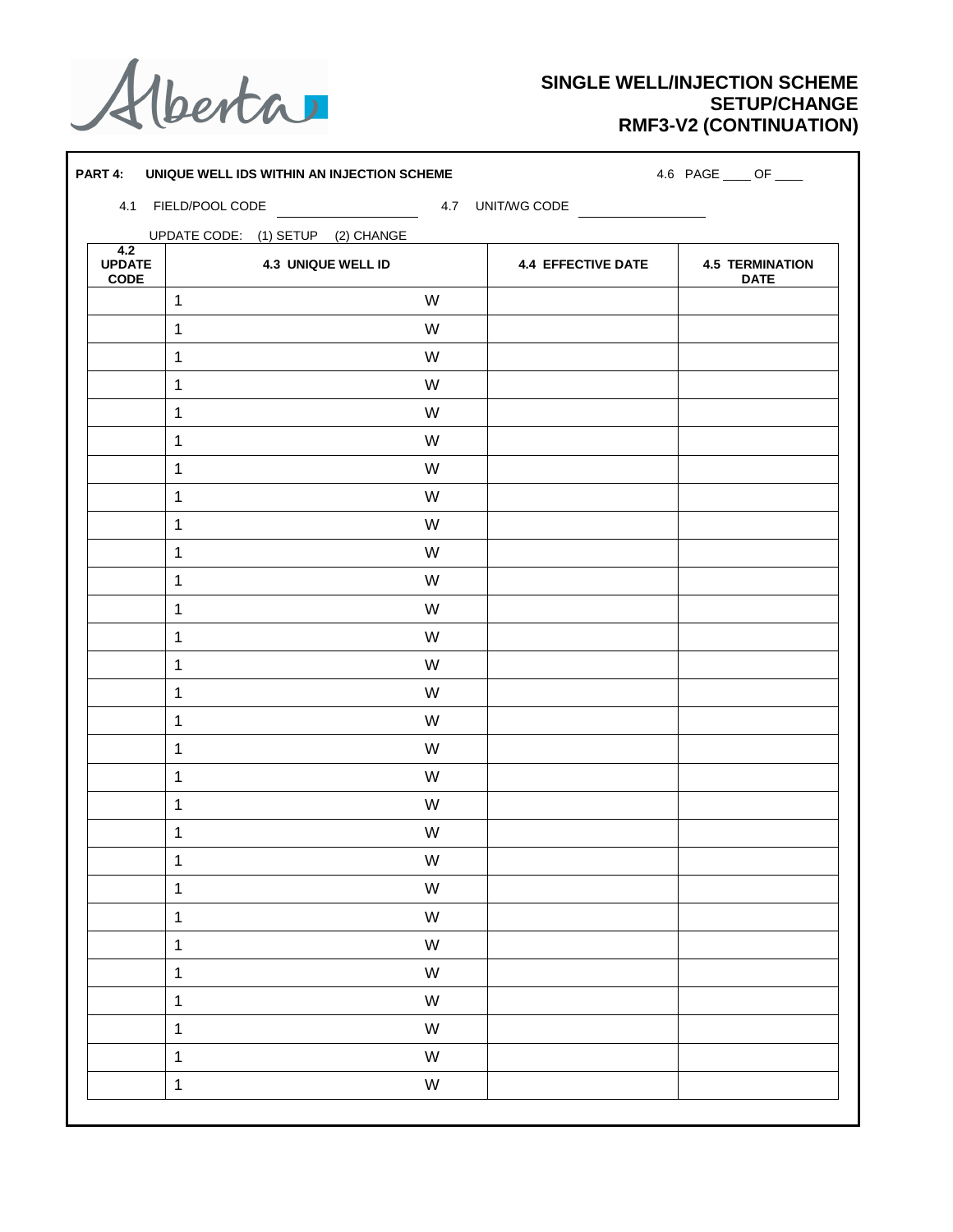Alberta

# SINGLE WELL/INJECTION SCHEME SETUP/CHANGE RMF3-V2 (CONTINUATION)

**PART 4: UNIQUE WELL IDS WITHIN AN INJECTION SCHEME**

4.6 PAGE ____ OF ____

4.1 FIELD/POOL CODE ________________ 4.7 UNIT/WG CODE ________________

UPDATE CODE: (1) SETUP (2) CHANGE

| 4.2 UPDATE CODE | 4.3 UNIQUE WELL ID | | 4.4 EFFECTIVE DATE | 4.5 TERMINATION DATE |
|---|---|---|---|---|
| | 1 | W | | |
| | 1 | W | | |
| | 1 | W | | |
| | 1 | W | | |
| | 1 | W | | |
| | 1 | W | | |
| | 1 | W | | |
| | 1 | W | | |
| | 1 | W | | |
| | 1 | W | | |
| | 1 | W | | |
| | 1 | W | | |
| | 1 | W | | |
| | 1 | W | | |
| | 1 | W | | |
| | 1 | W | | |
| | 1 | W | | |
| | 1 | W | | |
| | 1 | W | | |
| | 1 | W | | |
| | 1 | W | | |
| | 1 | W | | |
| | 1 | W | | |
| | 1 | W | | |
| | 1 | W | | |
| | 1 | W | | |
| | 1 | W | | |
| | 1 | W | | |
| | 1 | W | | |